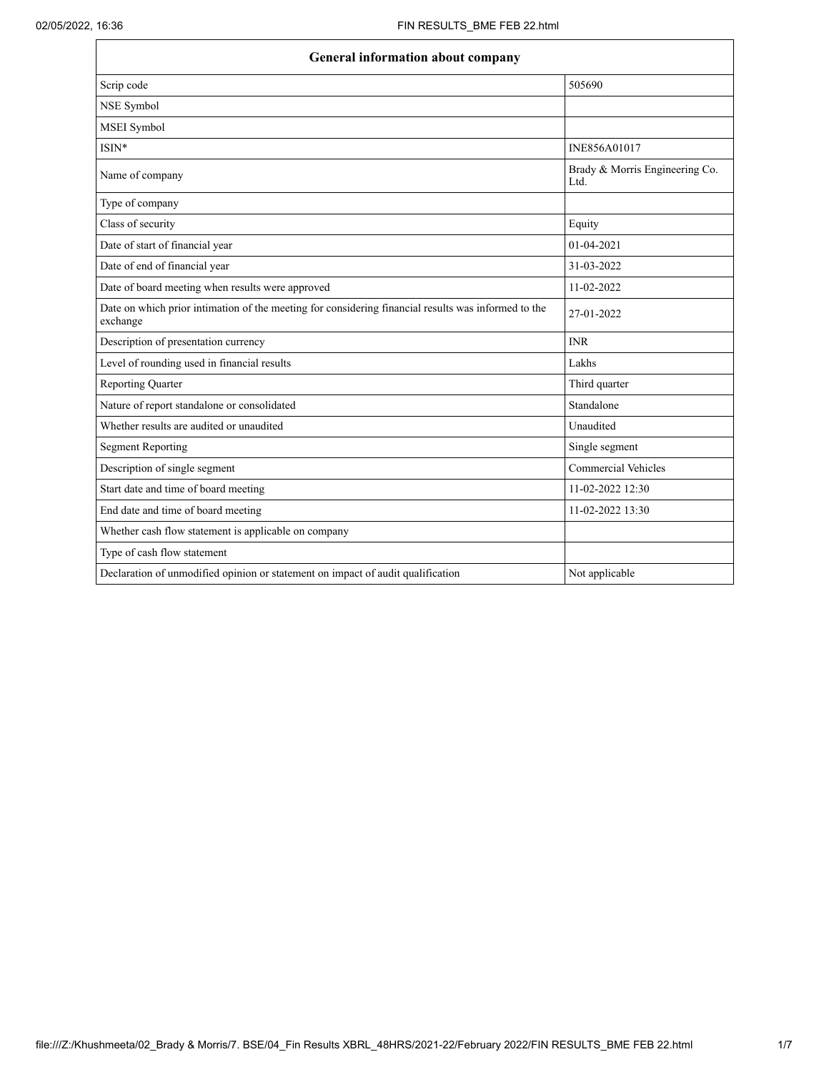| General information about company | |
| --- | --- |
| Scrip code | 505690 |
| NSE Symbol | |
| MSEI Symbol | |
| ISIN* | INE856A01017 |
| Name of company | Brady & Morris Engineering Co. Ltd. |
| Type of company | |
| Class of security | Equity |
| Date of start of financial year | 01-04-2021 |
| Date of end of financial year | 31-03-2022 |
| Date of board meeting when results were approved | 11-02-2022 |
| Date on which prior intimation of the meeting for considering financial results was informed to the exchange | 27-01-2022 |
| Description of presentation currency | INR |
| Level of rounding used in financial results | Lakhs |
| Reporting Quarter | Third quarter |
| Nature of report standalone or consolidated | Standalone |
| Whether results are audited or unaudited | Unaudited |
| Segment Reporting | Single segment |
| Description of single segment | Commercial Vehicles |
| Start date and time of board meeting | 11-02-2022 12:30 |
| End date and time of board meeting | 11-02-2022 13:30 |
| Whether cash flow statement is applicable on company | |
| Type of cash flow statement | |
| Declaration of unmodified opinion or statement on impact of audit qualification | Not applicable |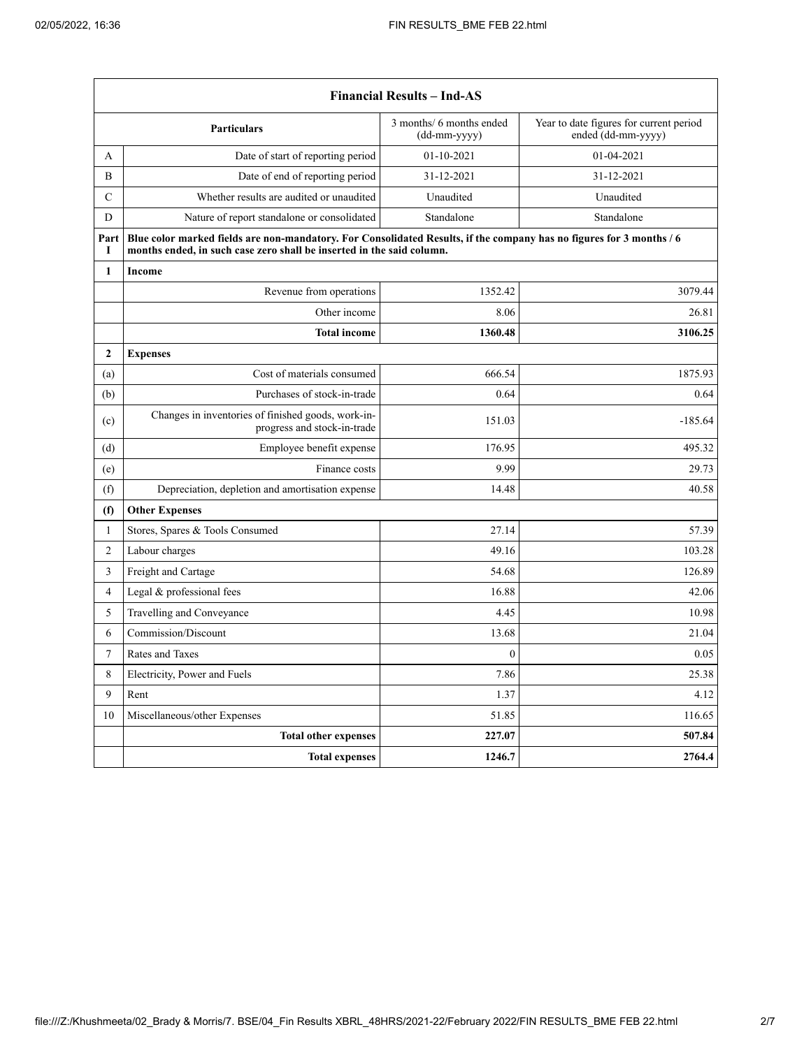| Financial Results – Ind-AS | | | |
|---|---|---|---|
| | Particulars | 3 months/ 6 months ended (dd-mm-yyyy) | Year to date figures for current period ended (dd-mm-yyyy) |
| A | Date of start of reporting period | 01-10-2021 | 01-04-2021 |
| B | Date of end of reporting period | 31-12-2021 | 31-12-2021 |
| C | Whether results are audited or unaudited | Unaudited | Unaudited |
| D | Nature of report standalone or consolidated | Standalone | Standalone |
| Part I | **Blue color marked fields are non-mandatory. For Consolidated Results, if the company has no figures for 3 months / 6 months ended, in such case zero shall be inserted in the said column.** | | |
| **1** | **Income** | | |
| | Revenue from operations | 1352.42 | 3079.44 |
| | Other income | 8.06 | 26.81 |
| | **Total income** | **1360.48** | **3106.25** |
| **2** | **Expenses** | | |
| (a) | Cost of materials consumed | 666.54 | 1875.93 |
| (b) | Purchases of stock-in-trade | 0.64 | 0.64 |
| (c) | Changes in inventories of finished goods, work-in-progress and stock-in-trade | 151.03 | -185.64 |
| (d) | Employee benefit expense | 176.95 | 495.32 |
| (e) | Finance costs | 9.99 | 29.73 |
| (f) | Depreciation, depletion and amortisation expense | 14.48 | 40.58 |
| **(f)** | **Other Expenses** | | |
| 1 | Stores, Spares & Tools Consumed | 27.14 | 57.39 |
| 2 | Labour charges | 49.16 | 103.28 |
| 3 | Freight and Cartage | 54.68 | 126.89 |
| 4 | Legal & professional fees | 16.88 | 42.06 |
| 5 | Travelling and Conveyance | 4.45 | 10.98 |
| 6 | Commission/Discount | 13.68 | 21.04 |
| 7 | Rates and Taxes | 0 | 0.05 |
| 8 | Electricity, Power and Fuels | 7.86 | 25.38 |
| 9 | Rent | 1.37 | 4.12 |
| 10 | Miscellaneous/other Expenses | 51.85 | 116.65 |
| | **Total other expenses** | **227.07** | **507.84** |
| | **Total expenses** | **1246.7** | **2764.4** |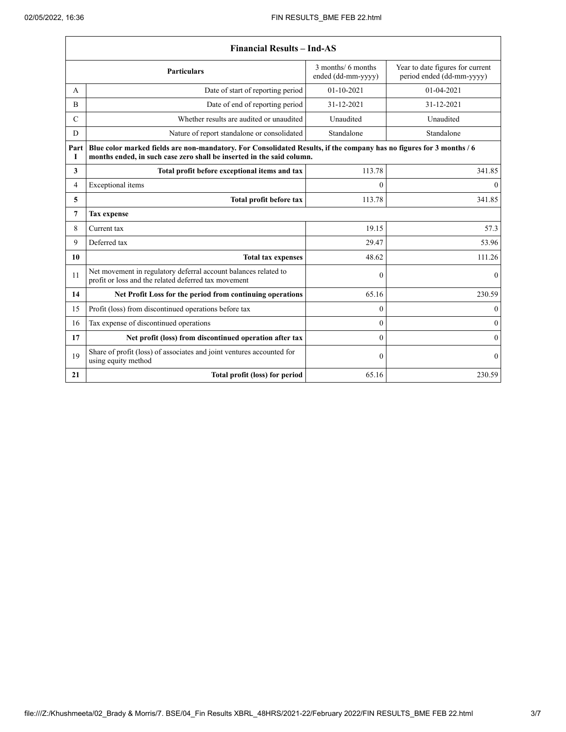| Financial Results – Ind-AS | | | |
|---|---|---|---|
| | **Particulars** | 3 months/ 6 months ended (dd-mm-yyyy) | Year to date figures for current period ended (dd-mm-yyyy) |
| A | Date of start of reporting period | 01-10-2021 | 01-04-2021 |
| B | Date of end of reporting period | 31-12-2021 | 31-12-2021 |
| C | Whether results are audited or unaudited | Unaudited | Unaudited |
| D | Nature of report standalone or consolidated | Standalone | Standalone |
| **Part I** | **Blue color marked fields are non-mandatory. For Consolidated Results, if the company has no figures for 3 months / 6 months ended, in such case zero shall be inserted in the said column.** | | |
| **3** | **Total profit before exceptional items and tax** | 113.78 | 341.85 |
| 4 | Exceptional items | 0 | 0 |
| **5** | **Total profit before tax** | 113.78 | 341.85 |
| **7** | **Tax expense** | | |
| 8 | Current tax | 19.15 | 57.3 |
| 9 | Deferred tax | 29.47 | 53.96 |
| **10** | **Total tax expenses** | 48.62 | 111.26 |
| 11 | Net movement in regulatory deferral account balances related to profit or loss and the related deferred tax movement | 0 | 0 |
| **14** | **Net Profit Loss for the period from continuing operations** | 65.16 | 230.59 |
| 15 | Profit (loss) from discontinued operations before tax | 0 | 0 |
| 16 | Tax expense of discontinued operations | 0 | 0 |
| **17** | **Net profit (loss) from discontinued operation after tax** | 0 | 0 |
| 19 | Share of profit (loss) of associates and joint ventures accounted for using equity method | 0 | 0 |
| **21** | **Total profit (loss) for period** | 65.16 | 230.59 |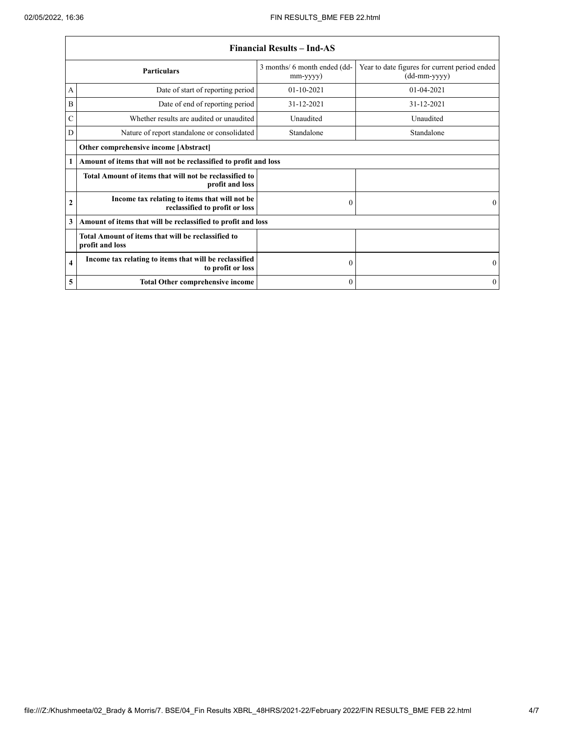| Financial Results – Ind-AS | | | |
|---|---|---|---|
| | **Particulars** | 3 months/ 6 month ended (dd-mm-yyyy) | Year to date figures for current period ended (dd-mm-yyyy) |
| A | Date of start of reporting period | 01-10-2021 | 01-04-2021 |
| B | Date of end of reporting period | 31-12-2021 | 31-12-2021 |
| C | Whether results are audited or unaudited | Unaudited | Unaudited |
| D | Nature of report standalone or consolidated | Standalone | Standalone |
| | **Other comprehensive income [Abstract]** | | |
| 1 | **Amount of items that will not be reclassified to profit and loss** | | |
| | **Total Amount of items that will not be reclassified to profit and loss** | | |
| 2 | **Income tax relating to items that will not be reclassified to profit or loss** | 0 | 0 |
| 3 | **Amount of items that will be reclassified to profit and loss** | | |
| | **Total Amount of items that will be reclassified to profit and loss** | | |
| 4 | **Income tax relating to items that will be reclassified to profit or loss** | 0 | 0 |
| 5 | **Total Other comprehensive income** | 0 | 0 |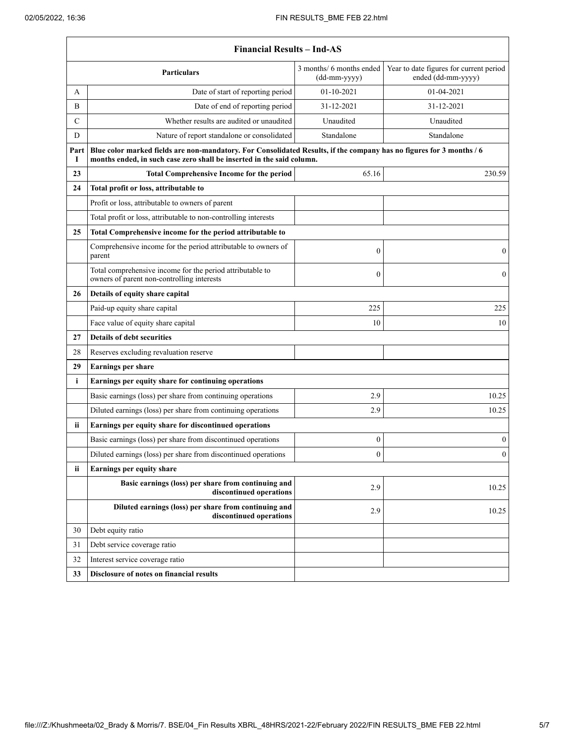| Financial Results – Ind-AS | | | |
|---|---|---|---|
| | **Particulars** | 3 months/ 6 months ended (dd-mm-yyyy) | Year to date figures for current period ended (dd-mm-yyyy) |
| A | Date of start of reporting period | 01-10-2021 | 01-04-2021 |
| B | Date of end of reporting period | 31-12-2021 | 31-12-2021 |
| C | Whether results are audited or unaudited | Unaudited | Unaudited |
| D | Nature of report standalone or consolidated | Standalone | Standalone |
| **Part I** | **Blue color marked fields are non-mandatory. For Consolidated Results, if the company has no figures for 3 months / 6 months ended, in such case zero shall be inserted in the said column.** | | |
| **23** | **Total Comprehensive Income for the period** | 65.16 | 230.59 |
| **24** | **Total profit or loss, attributable to** | | |
| | Profit or loss, attributable to owners of parent | | |
| | Total profit or loss, attributable to non-controlling interests | | |
| **25** | **Total Comprehensive income for the period attributable to** | | |
| | Comprehensive income for the period attributable to owners of parent | 0 | 0 |
| | Total comprehensive income for the period attributable to owners of parent non-controlling interests | 0 | 0 |
| **26** | **Details of equity share capital** | | |
| | Paid-up equity share capital | 225 | 225 |
| | Face value of equity share capital | 10 | 10 |
| **27** | **Details of debt securities** | | |
| 28 | Reserves excluding revaluation reserve | | |
| **29** | **Earnings per share** | | |
| **i** | **Earnings per equity share for continuing operations** | | |
| | Basic earnings (loss) per share from continuing operations | 2.9 | 10.25 |
| | Diluted earnings (loss) per share from continuing operations | 2.9 | 10.25 |
| **ii** | **Earnings per equity share for discontinued operations** | | |
| | Basic earnings (loss) per share from discontinued operations | 0 | 0 |
| | Diluted earnings (loss) per share from discontinued operations | 0 | 0 |
| **ii** | **Earnings per equity share** | | |
| | **Basic earnings (loss) per share from continuing and discontinued operations** | 2.9 | 10.25 |
| | **Diluted earnings (loss) per share from continuing and discontinued operations** | 2.9 | 10.25 |
| 30 | Debt equity ratio | | |
| 31 | Debt service coverage ratio | | |
| 32 | Interest service coverage ratio | | |
| **33** | **Disclosure of notes on financial results** | | |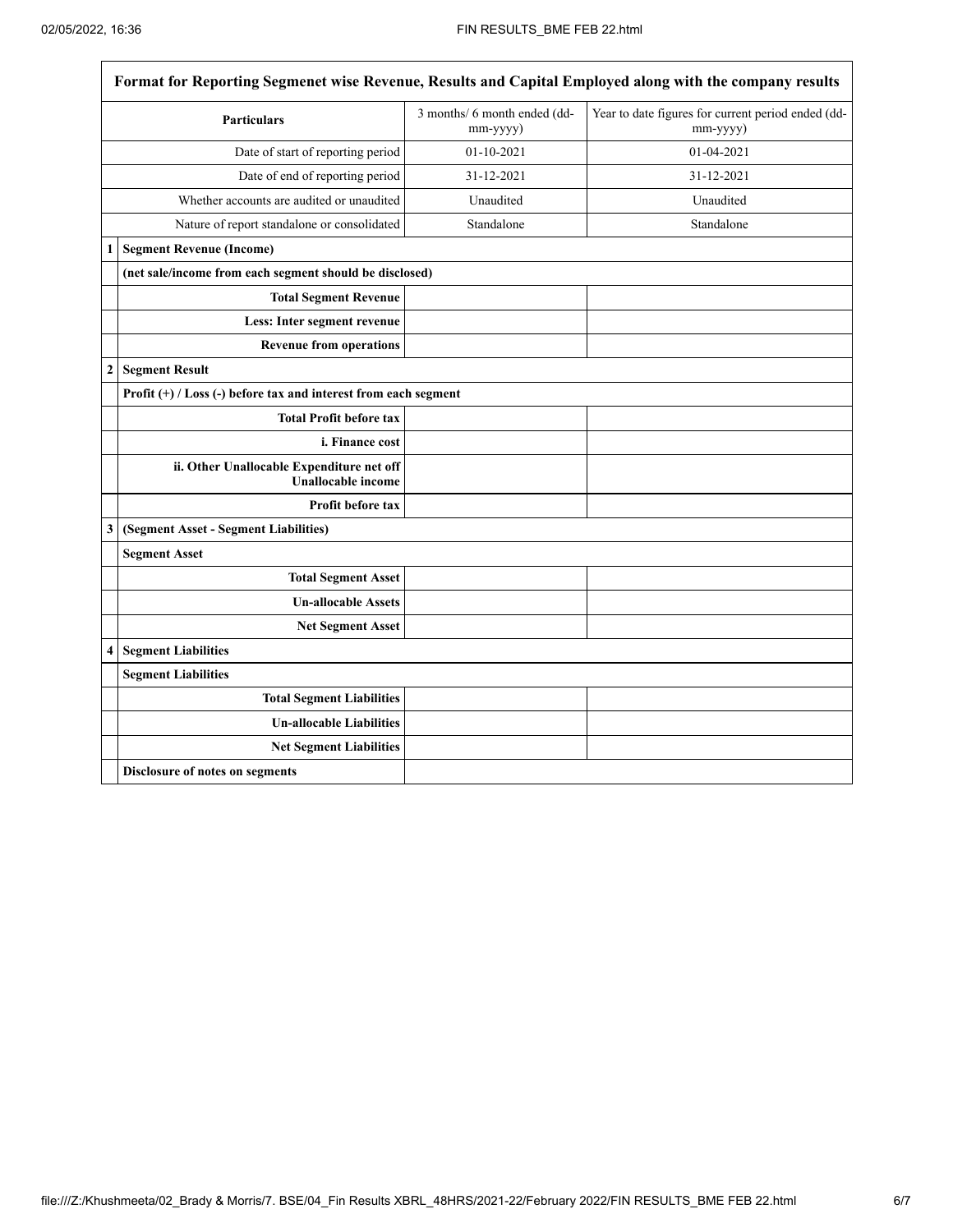| | Format for Reporting Segmenet wise Revenue, Results and Capital Employed along with the company results | | |
|---|---|---|---|
| | **Particulars** | 3 months/ 6 month ended (dd-mm-yyyy) | Year to date figures for current period ended (dd-mm-yyyy) |
| | Date of start of reporting period | 01-10-2021 | 01-04-2021 |
| | Date of end of reporting period | 31-12-2021 | 31-12-2021 |
| | Whether accounts are audited or unaudited | Unaudited | Unaudited |
| | Nature of report standalone or consolidated | Standalone | Standalone |
| 1 | **Segment Revenue (Income)** | | |
| | **(net sale/income from each segment should be disclosed)** | | |
| | **Total Segment Revenue** | | |
| | **Less: Inter segment revenue** | | |
| | **Revenue from operations** | | |
| 2 | **Segment Result** | | |
| | **Profit (+) / Loss (-) before tax and interest from each segment** | | |
| | **Total Profit before tax** | | |
| | **i. Finance cost** | | |
| | **ii. Other Unallocable Expenditure net off Unallocable income** | | |
| | **Profit before tax** | | |
| 3 | **(Segment Asset - Segment Liabilities)** | | |
| | **Segment Asset** | | |
| | **Total Segment Asset** | | |
| | **Un-allocable Assets** | | |
| | **Net Segment Asset** | | |
| 4 | **Segment Liabilities** | | |
| | **Segment Liabilities** | | |
| | **Total Segment Liabilities** | | |
| | **Un-allocable Liabilities** | | |
| | **Net Segment Liabilities** | | |
| | **Disclosure of notes on segments** | | |